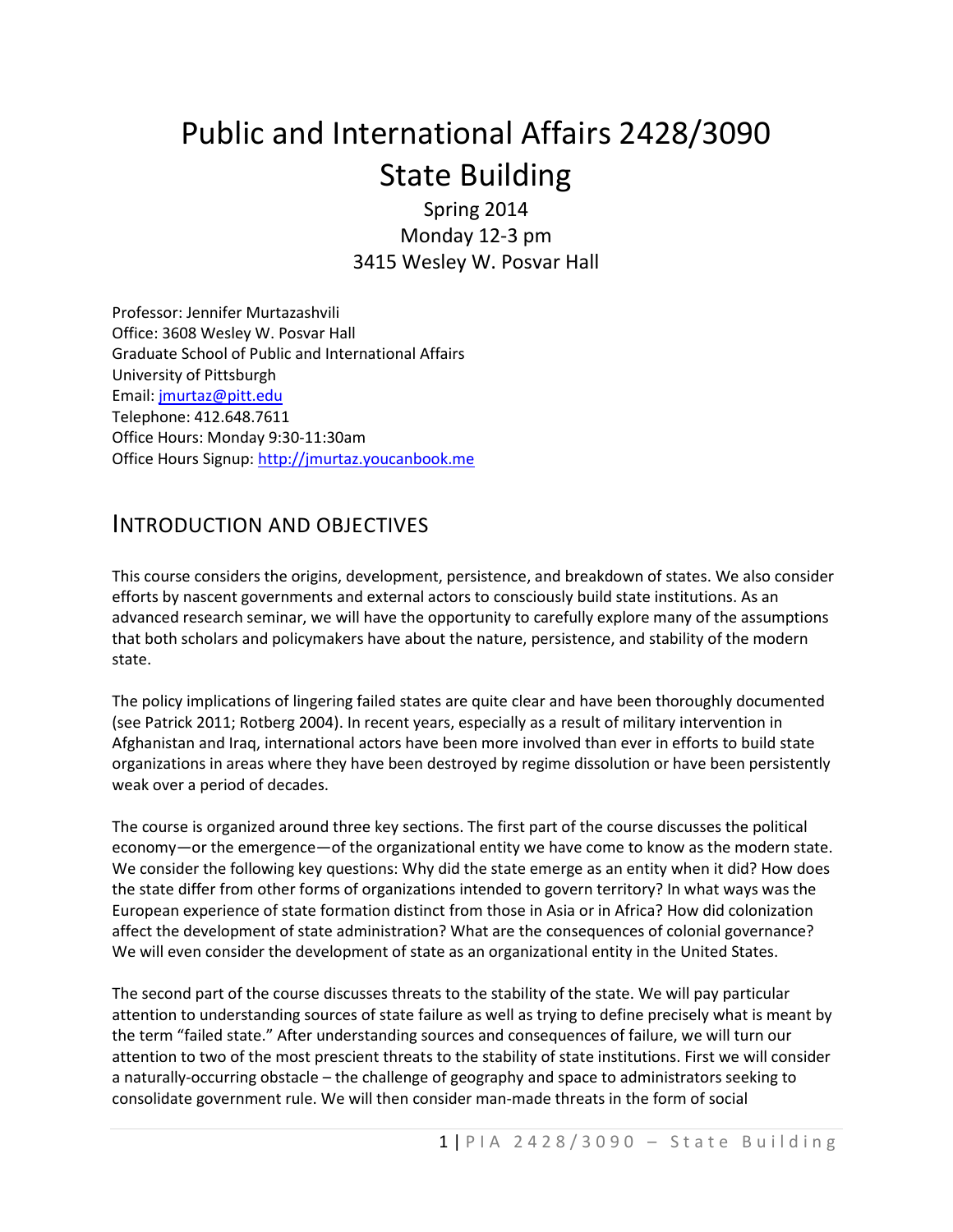# Public and International Affairs 2428/3090
# State Building

Spring 2014
Monday 12-3 pm
3415 Wesley W. Posvar Hall

Professor: Jennifer Murtazashvili
Office: 3608 Wesley W. Posvar Hall
Graduate School of Public and International Affairs
University of Pittsburgh
Email: jmurtaz@pitt.edu
Telephone: 412.648.7611
Office Hours: Monday 9:30-11:30am
Office Hours Signup: http://jmurtaz.youcanbook.me

## Introduction and Objectives

This course considers the origins, development, persistence, and breakdown of states. We also consider efforts by nascent governments and external actors to consciously build state institutions. As an advanced research seminar, we will have the opportunity to carefully explore many of the assumptions that both scholars and policymakers have about the nature, persistence, and stability of the modern state.

The policy implications of lingering failed states are quite clear and have been thoroughly documented (see Patrick 2011; Rotberg 2004). In recent years, especially as a result of military intervention in Afghanistan and Iraq, international actors have been more involved than ever in efforts to build state organizations in areas where they have been destroyed by regime dissolution or have been persistently weak over a period of decades.

The course is organized around three key sections. The first part of the course discusses the political economy—or the emergence—of the organizational entity we have come to know as the modern state. We consider the following key questions: Why did the state emerge as an entity when it did? How does the state differ from other forms of organizations intended to govern territory? In what ways was the European experience of state formation distinct from those in Asia or in Africa? How did colonization affect the development of state administration? What are the consequences of colonial governance? We will even consider the development of state as an organizational entity in the United States.

The second part of the course discusses threats to the stability of the state. We will pay particular attention to understanding sources of state failure as well as trying to define precisely what is meant by the term "failed state." After understanding sources and consequences of failure, we will turn our attention to two of the most prescient threats to the stability of state institutions. First we will consider a naturally-occurring obstacle – the challenge of geography and space to administrators seeking to consolidate government rule. We will then consider man-made threats in the form of social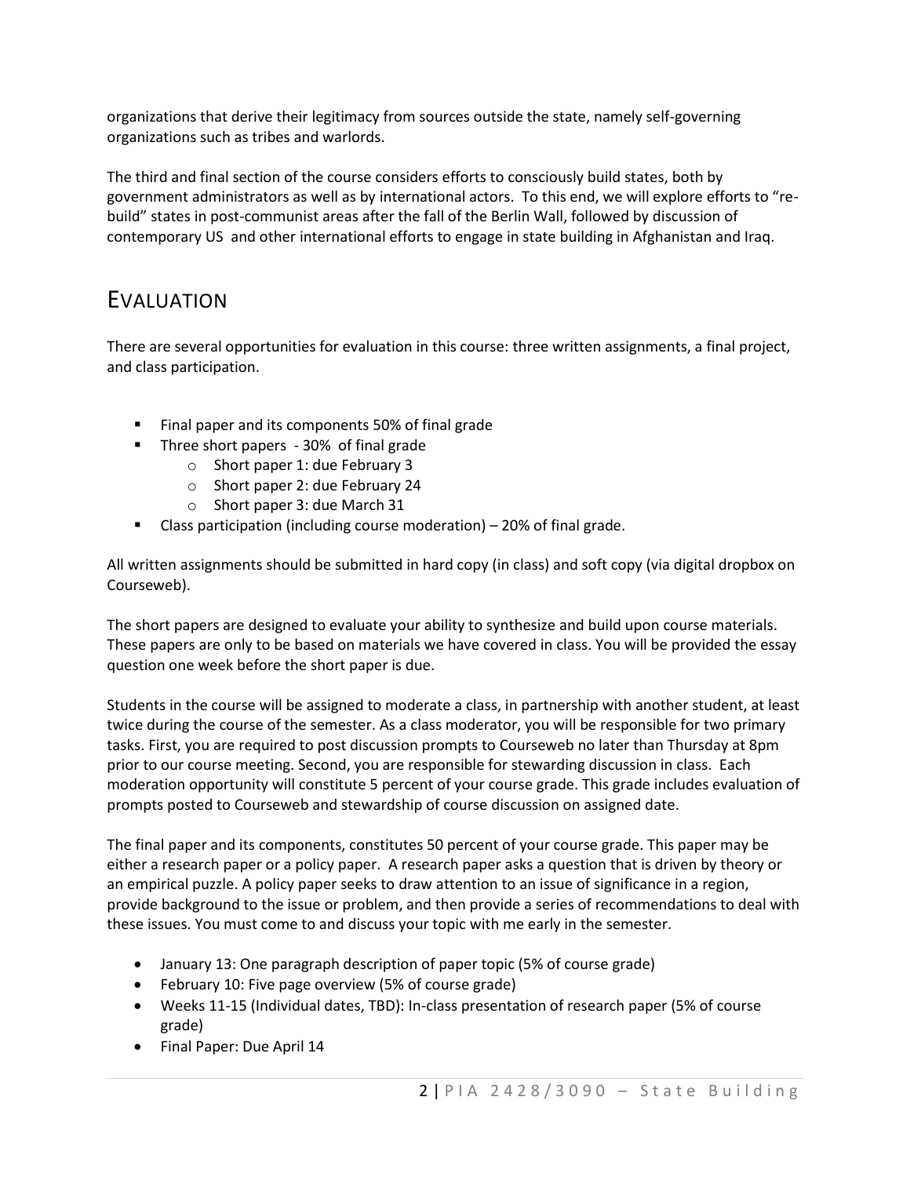organizations that derive their legitimacy from sources outside the state, namely self-governing organizations such as tribes and warlords.

The third and final section of the course considers efforts to consciously build states, both by government administrators as well as by international actors. To this end, we will explore efforts to "re-build" states in post-communist areas after the fall of the Berlin Wall, followed by discussion of contemporary US and other international efforts to engage in state building in Afghanistan and Iraq.

# EVALUATION

There are several opportunities for evaluation in this course: three written assignments, a final project, and class participation.

- Final paper and its components 50% of final grade
- Three short papers - 30% of final grade
  - Short paper 1: due February 3
  - Short paper 2: due February 24
  - Short paper 3: due March 31
- Class participation (including course moderation) – 20% of final grade.

All written assignments should be submitted in hard copy (in class) and soft copy (via digital dropbox on Courseweb).

The short papers are designed to evaluate your ability to synthesize and build upon course materials. These papers are only to be based on materials we have covered in class. You will be provided the essay question one week before the short paper is due.

Students in the course will be assigned to moderate a class, in partnership with another student, at least twice during the course of the semester. As a class moderator, you will be responsible for two primary tasks. First, you are required to post discussion prompts to Courseweb no later than Thursday at 8pm prior to our course meeting. Second, you are responsible for stewarding discussion in class. Each moderation opportunity will constitute 5 percent of your course grade. This grade includes evaluation of prompts posted to Courseweb and stewardship of course discussion on assigned date.

The final paper and its components, constitutes 50 percent of your course grade. This paper may be either a research paper or a policy paper. A research paper asks a question that is driven by theory or an empirical puzzle. A policy paper seeks to draw attention to an issue of significance in a region, provide background to the issue or problem, and then provide a series of recommendations to deal with these issues. You must come to and discuss your topic with me early in the semester.

- January 13: One paragraph description of paper topic (5% of course grade)
- February 10: Five page overview (5% of course grade)
- Weeks 11-15 (Individual dates, TBD): In-class presentation of research paper (5% of course grade)
- Final Paper: Due April 14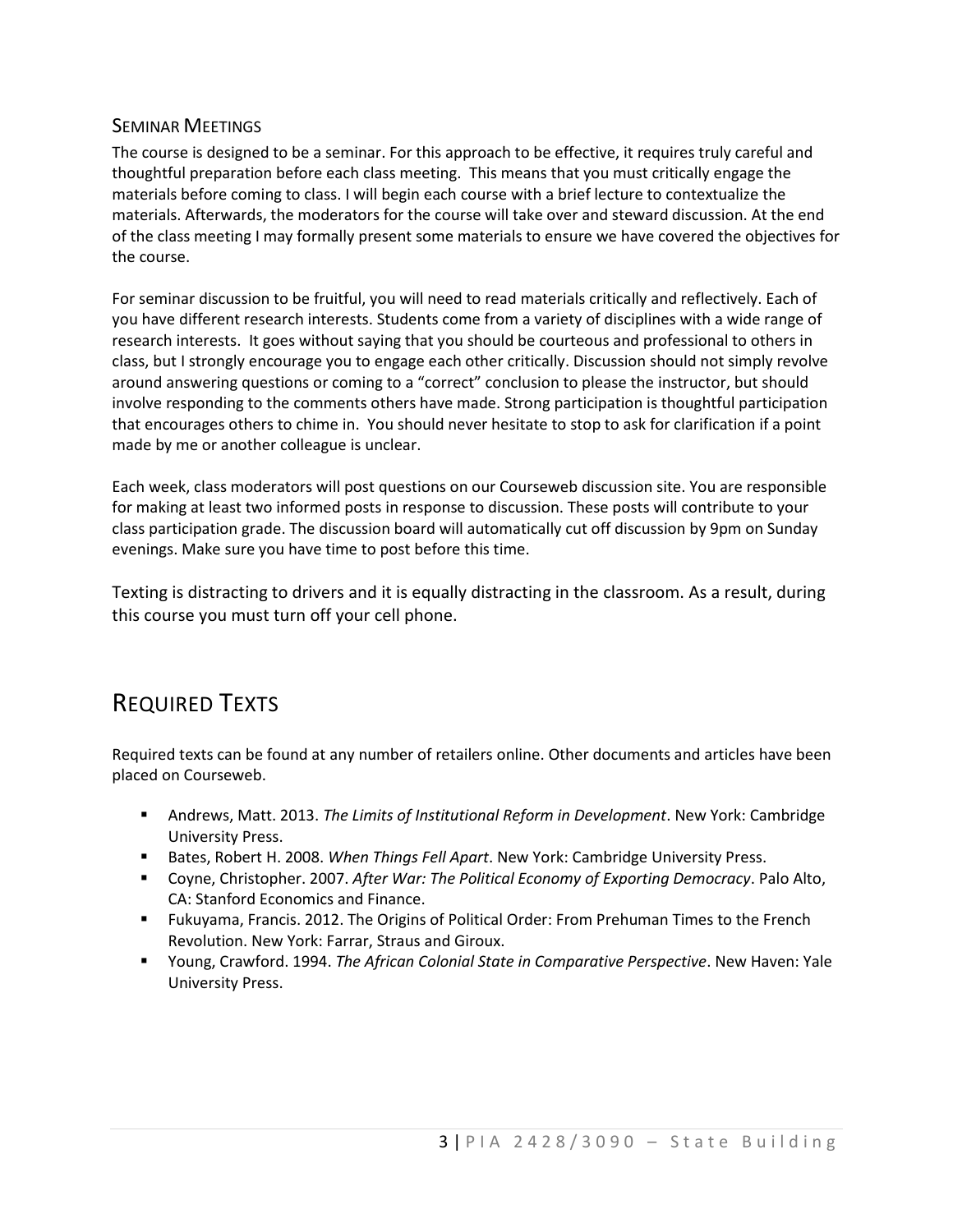### Seminar Meetings

The course is designed to be a seminar. For this approach to be effective, it requires truly careful and thoughtful preparation before each class meeting. This means that you must critically engage the materials before coming to class. I will begin each course with a brief lecture to contextualize the materials. Afterwards, the moderators for the course will take over and steward discussion. At the end of the class meeting I may formally present some materials to ensure we have covered the objectives for the course.

For seminar discussion to be fruitful, you will need to read materials critically and reflectively. Each of you have different research interests. Students come from a variety of disciplines with a wide range of research interests. It goes without saying that you should be courteous and professional to others in class, but I strongly encourage you to engage each other critically. Discussion should not simply revolve around answering questions or coming to a "correct" conclusion to please the instructor, but should involve responding to the comments others have made. Strong participation is thoughtful participation that encourages others to chime in. You should never hesitate to stop to ask for clarification if a point made by me or another colleague is unclear.

Each week, class moderators will post questions on our Courseweb discussion site. You are responsible for making at least two informed posts in response to discussion. These posts will contribute to your class participation grade. The discussion board will automatically cut off discussion by 9pm on Sunday evenings. Make sure you have time to post before this time.

Texting is distracting to drivers and it is equally distracting in the classroom. As a result, during this course you must turn off your cell phone.

## Required Texts

Required texts can be found at any number of retailers online. Other documents and articles have been placed on Courseweb.

- Andrews, Matt. 2013. *The Limits of Institutional Reform in Development*. New York: Cambridge University Press.
- Bates, Robert H. 2008. *When Things Fell Apart*. New York: Cambridge University Press.
- Coyne, Christopher. 2007. *After War: The Political Economy of Exporting Democracy*. Palo Alto, CA: Stanford Economics and Finance.
- Fukuyama, Francis. 2012. The Origins of Political Order: From Prehuman Times to the French Revolution. New York: Farrar, Straus and Giroux.
- Young, Crawford. 1994. *The African Colonial State in Comparative Perspective*. New Haven: Yale University Press.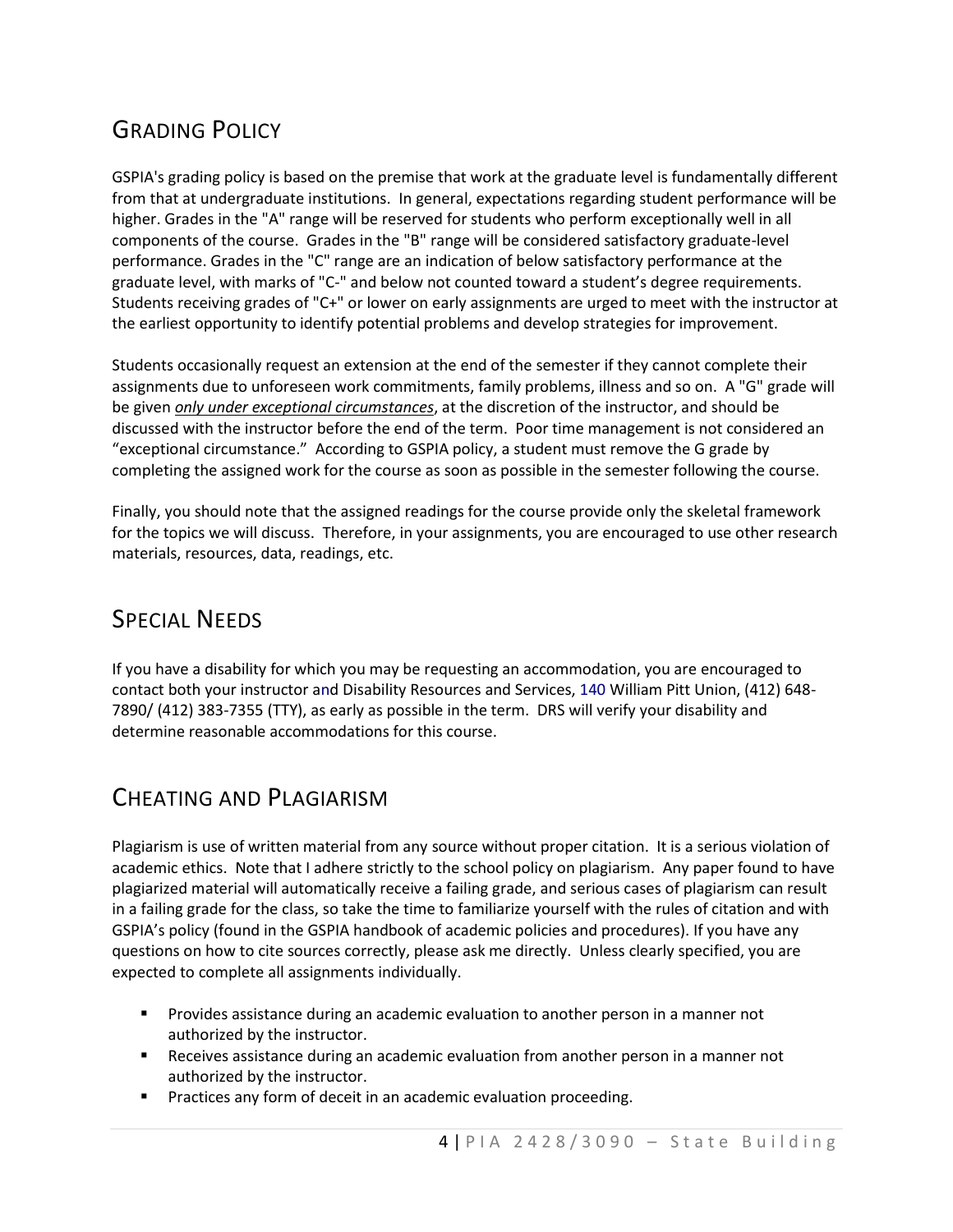## Grading Policy

GSPIA's grading policy is based on the premise that work at the graduate level is fundamentally different from that at undergraduate institutions. In general, expectations regarding student performance will be higher. Grades in the "A" range will be reserved for students who perform exceptionally well in all components of the course. Grades in the "B" range will be considered satisfactory graduate-level performance. Grades in the "C" range are an indication of below satisfactory performance at the graduate level, with marks of "C-" and below not counted toward a student's degree requirements. Students receiving grades of "C+" or lower on early assignments are urged to meet with the instructor at the earliest opportunity to identify potential problems and develop strategies for improvement.

Students occasionally request an extension at the end of the semester if they cannot complete their assignments due to unforeseen work commitments, family problems, illness and so on. A "G" grade will be given ***only under exceptional circumstances***, at the discretion of the instructor, and should be discussed with the instructor before the end of the term. Poor time management is not considered an "exceptional circumstance." According to GSPIA policy, a student must remove the G grade by completing the assigned work for the course as soon as possible in the semester following the course.

Finally, you should note that the assigned readings for the course provide only the skeletal framework for the topics we will discuss. Therefore, in your assignments, you are encouraged to use other research materials, resources, data, readings, etc.

## Special Needs

If you have a disability for which you may be requesting an accommodation, you are encouraged to contact both your instructor and Disability Resources and Services, 140 William Pitt Union, (412) 648-7890/ (412) 383-7355 (TTY), as early as possible in the term. DRS will verify your disability and determine reasonable accommodations for this course.

## Cheating and Plagiarism

Plagiarism is use of written material from any source without proper citation. It is a serious violation of academic ethics. Note that I adhere strictly to the school policy on plagiarism. Any paper found to have plagiarized material will automatically receive a failing grade, and serious cases of plagiarism can result in a failing grade for the class, so take the time to familiarize yourself with the rules of citation and with GSPIA's policy (found in the GSPIA handbook of academic policies and procedures). If you have any questions on how to cite sources correctly, please ask me directly. Unless clearly specified, you are expected to complete all assignments individually.

- Provides assistance during an academic evaluation to another person in a manner not authorized by the instructor.
- Receives assistance during an academic evaluation from another person in a manner not authorized by the instructor.
- Practices any form of deceit in an academic evaluation proceeding.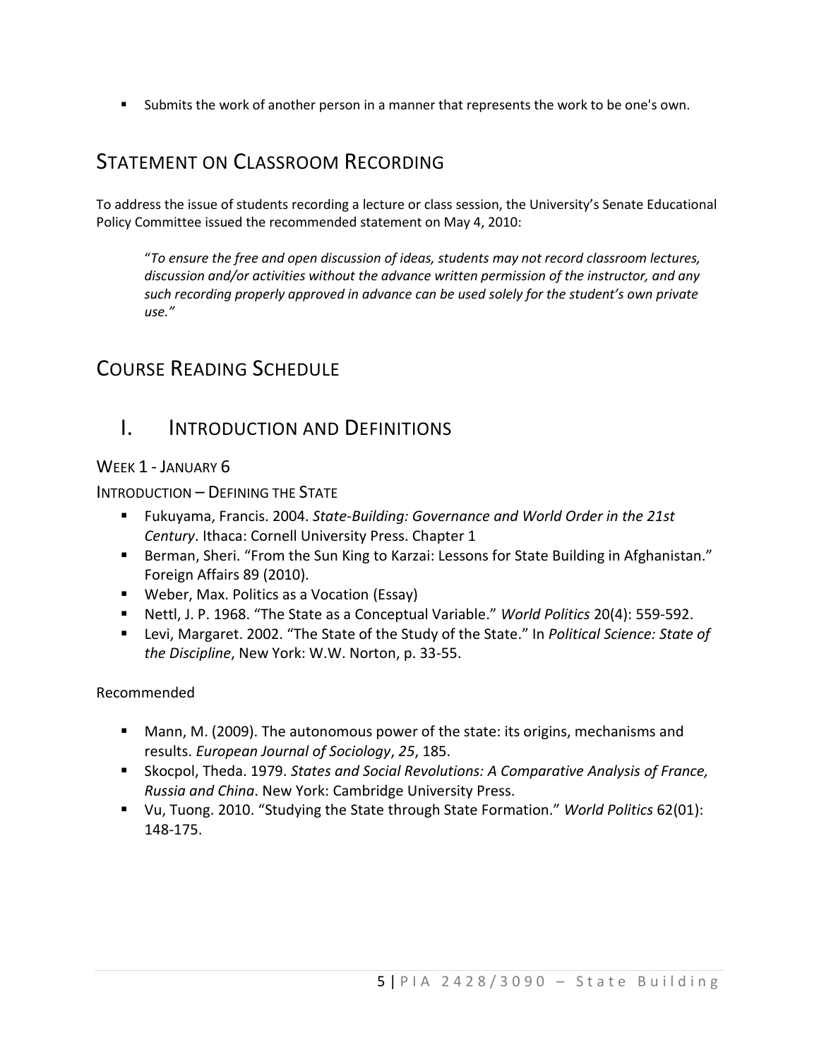- Submits the work of another person in a manner that represents the work to be one's own.

## Statement on Classroom Recording

To address the issue of students recording a lecture or class session, the University's Senate Educational Policy Committee issued the recommended statement on May 4, 2010:

> "*To ensure the free and open discussion of ideas, students may not record classroom lectures, discussion and/or activities without the advance written permission of the instructor, and any such recording properly approved in advance can be used solely for the student's own private use.*"

## Course Reading Schedule

## I. Introduction and Definitions

### Week 1 - January 6

#### Introduction – Defining the State

- Fukuyama, Francis. 2004. *State-Building: Governance and World Order in the 21st Century*. Ithaca: Cornell University Press. Chapter 1
- Berman, Sheri. "From the Sun King to Karzai: Lessons for State Building in Afghanistan." Foreign Affairs 89 (2010).
- Weber, Max. Politics as a Vocation (Essay)
- Nettl, J. P. 1968. "The State as a Conceptual Variable." *World Politics* 20(4): 559-592.
- Levi, Margaret. 2002. "The State of the Study of the State." In *Political Science: State of the Discipline*, New York: W.W. Norton, p. 33-55.

Recommended

- Mann, M. (2009). The autonomous power of the state: its origins, mechanisms and results. *European Journal of Sociology*, *25*, 185.
- Skocpol, Theda. 1979. *States and Social Revolutions: A Comparative Analysis of France, Russia and China*. New York: Cambridge University Press.
- Vu, Tuong. 2010. "Studying the State through State Formation." *World Politics* 62(01): 148-175.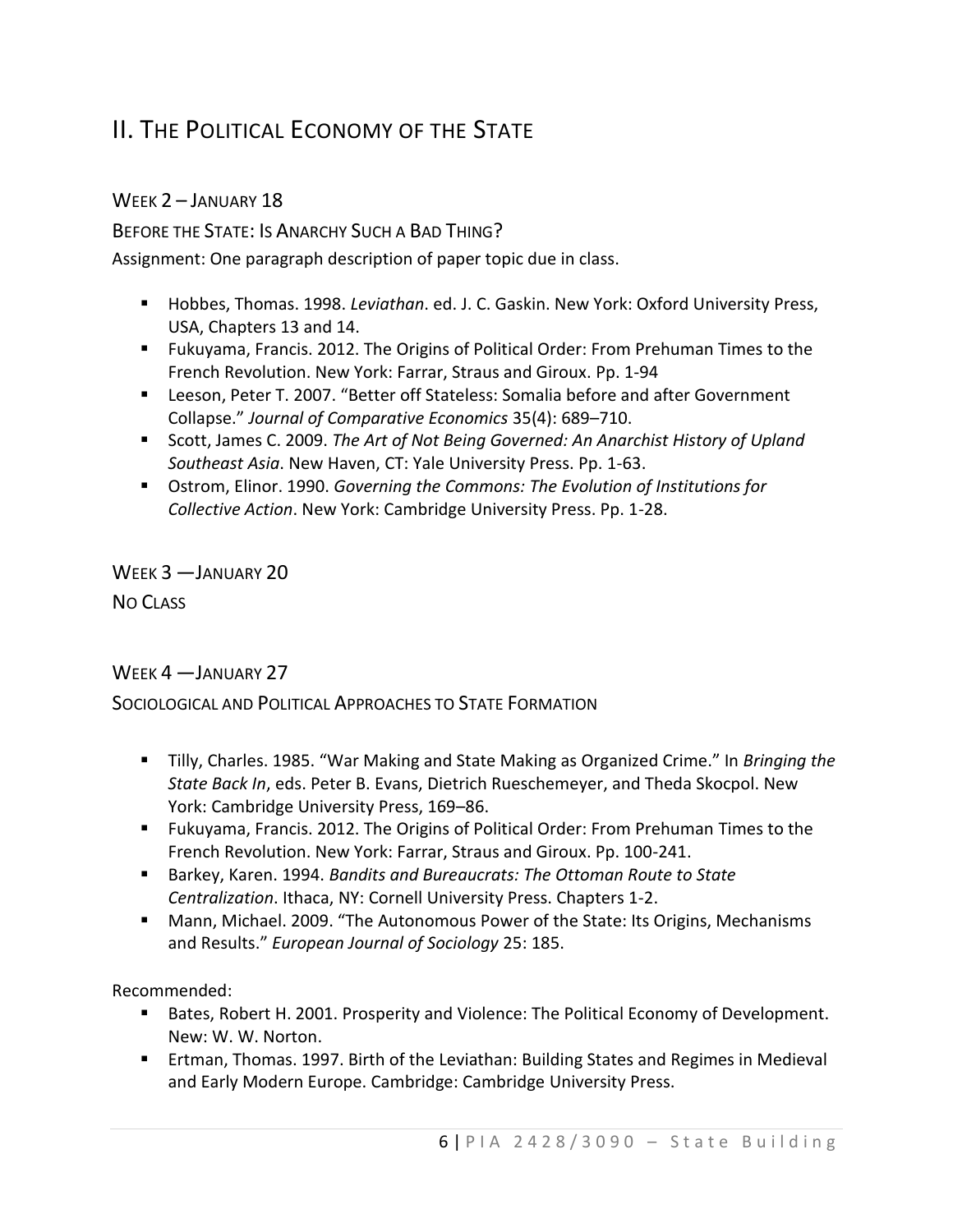# II. The Political Economy of the State

## Week 2 – January 18

### Before the State: Is Anarchy Such a Bad Thing?

Assignment: One paragraph description of paper topic due in class.

- Hobbes, Thomas. 1998. *Leviathan*. ed. J. C. Gaskin. New York: Oxford University Press, USA, Chapters 13 and 14.
- Fukuyama, Francis. 2012. The Origins of Political Order: From Prehuman Times to the French Revolution. New York: Farrar, Straus and Giroux. Pp. 1-94
- Leeson, Peter T. 2007. "Better off Stateless: Somalia before and after Government Collapse." *Journal of Comparative Economics* 35(4): 689–710.
- Scott, James C. 2009. *The Art of Not Being Governed: An Anarchist History of Upland Southeast Asia*. New Haven, CT: Yale University Press. Pp. 1-63.
- Ostrom, Elinor. 1990. *Governing the Commons: The Evolution of Institutions for Collective Action*. New York: Cambridge University Press. Pp. 1-28.

## Week 3 —January 20

No Class

## Week 4 —January 27

### Sociological and Political Approaches to State Formation

- Tilly, Charles. 1985. "War Making and State Making as Organized Crime." In *Bringing the State Back In*, eds. Peter B. Evans, Dietrich Rueschemeyer, and Theda Skocpol. New York: Cambridge University Press, 169–86.
- Fukuyama, Francis. 2012. The Origins of Political Order: From Prehuman Times to the French Revolution. New York: Farrar, Straus and Giroux. Pp. 100-241.
- Barkey, Karen. 1994. *Bandits and Bureaucrats: The Ottoman Route to State Centralization*. Ithaca, NY: Cornell University Press. Chapters 1-2.
- Mann, Michael. 2009. "The Autonomous Power of the State: Its Origins, Mechanisms and Results." *European Journal of Sociology* 25: 185.

Recommended:

- Bates, Robert H. 2001. Prosperity and Violence: The Political Economy of Development. New: W. W. Norton.
- Ertman, Thomas. 1997. Birth of the Leviathan: Building States and Regimes in Medieval and Early Modern Europe. Cambridge: Cambridge University Press.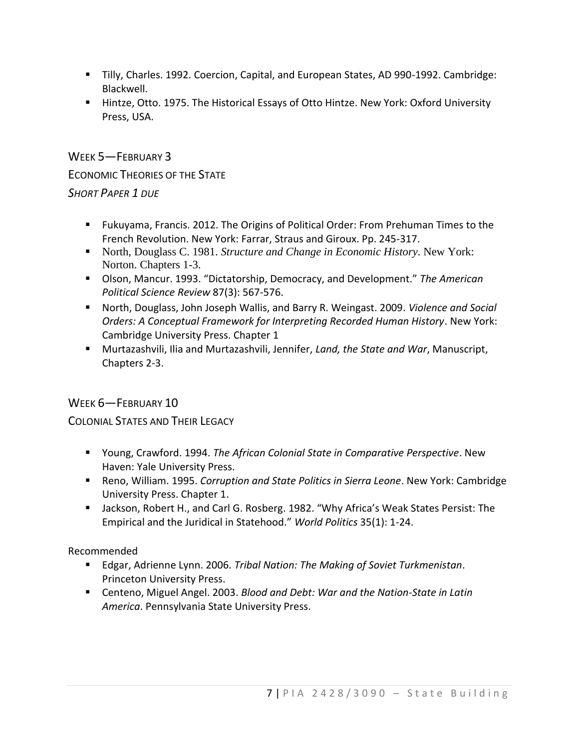- Tilly, Charles. 1992. Coercion, Capital, and European States, AD 990-1992. Cambridge: Blackwell.
- Hintze, Otto. 1975. The Historical Essays of Otto Hintze. New York: Oxford University Press, USA.

## WEEK 5—FEBRUARY 3

### ECONOMIC THEORIES OF THE STATE

*SHORT PAPER 1 DUE*

- Fukuyama, Francis. 2012. The Origins of Political Order: From Prehuman Times to the French Revolution. New York: Farrar, Straus and Giroux. Pp. 245-317.
- North, Douglass C. 1981. *Structure and Change in Economic History*. New York: Norton. Chapters 1-3.
- Olson, Mancur. 1993. "Dictatorship, Democracy, and Development." *The American Political Science Review* 87(3): 567-576.
- North, Douglass, John Joseph Wallis, and Barry R. Weingast. 2009. *Violence and Social Orders: A Conceptual Framework for Interpreting Recorded Human History*. New York: Cambridge University Press. Chapter 1
- Murtazashvili, Ilia and Murtazashvili, Jennifer, *Land, the State and War*, Manuscript, Chapters 2-3.

## WEEK 6—FEBRUARY 10

### COLONIAL STATES AND THEIR LEGACY

- Young, Crawford. 1994. *The African Colonial State in Comparative Perspective*. New Haven: Yale University Press.
- Reno, William. 1995. *Corruption and State Politics in Sierra Leone*. New York: Cambridge University Press. Chapter 1.
- Jackson, Robert H., and Carl G. Rosberg. 1982. "Why Africa's Weak States Persist: The Empirical and the Juridical in Statehood." *World Politics* 35(1): 1-24.

Recommended

- Edgar, Adrienne Lynn. 2006. *Tribal Nation: The Making of Soviet Turkmenistan*. Princeton University Press.
- Centeno, Miguel Angel. 2003. *Blood and Debt: War and the Nation-State in Latin America*. Pennsylvania State University Press.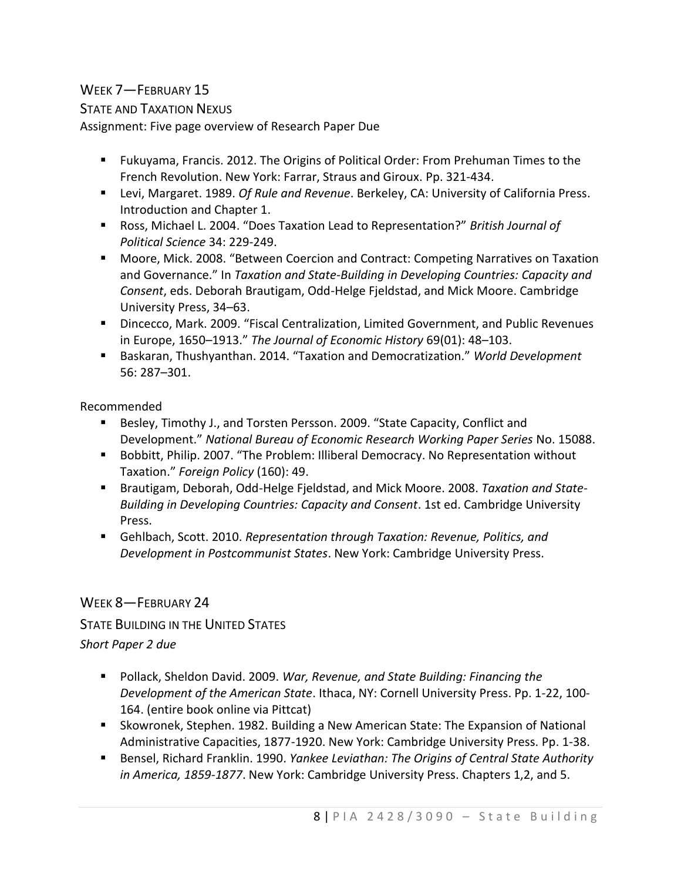## WEEK 7—FEBRUARY 15

### STATE AND TAXATION NEXUS

Assignment: Five page overview of Research Paper Due

- Fukuyama, Francis. 2012. The Origins of Political Order: From Prehuman Times to the French Revolution. New York: Farrar, Straus and Giroux. Pp. 321-434.
- Levi, Margaret. 1989. *Of Rule and Revenue*. Berkeley, CA: University of California Press. Introduction and Chapter 1.
- Ross, Michael L. 2004. "Does Taxation Lead to Representation?" *British Journal of Political Science* 34: 229-249.
- Moore, Mick. 2008. "Between Coercion and Contract: Competing Narratives on Taxation and Governance." In *Taxation and State-Building in Developing Countries: Capacity and Consent*, eds. Deborah Brautigam, Odd-Helge Fjeldstad, and Mick Moore. Cambridge University Press, 34–63.
- Dincecco, Mark. 2009. "Fiscal Centralization, Limited Government, and Public Revenues in Europe, 1650–1913." *The Journal of Economic History* 69(01): 48–103.
- Baskaran, Thushyanthan. 2014. "Taxation and Democratization." *World Development* 56: 287–301.

Recommended

- Besley, Timothy J., and Torsten Persson. 2009. "State Capacity, Conflict and Development." *National Bureau of Economic Research Working Paper Series* No. 15088.
- Bobbitt, Philip. 2007. "The Problem: Illiberal Democracy. No Representation without Taxation." *Foreign Policy* (160): 49.
- Brautigam, Deborah, Odd-Helge Fjeldstad, and Mick Moore. 2008. *Taxation and State-Building in Developing Countries: Capacity and Consent*. 1st ed. Cambridge University Press.
- Gehlbach, Scott. 2010. *Representation through Taxation: Revenue, Politics, and Development in Postcommunist States*. New York: Cambridge University Press.

## WEEK 8—FEBRUARY 24

### STATE BUILDING IN THE UNITED STATES

*Short Paper 2 due*

- Pollack, Sheldon David. 2009. *War, Revenue, and State Building: Financing the Development of the American State*. Ithaca, NY: Cornell University Press. Pp. 1-22, 100-164. (entire book online via Pittcat)
- Skowronek, Stephen. 1982. Building a New American State: The Expansion of National Administrative Capacities, 1877-1920. New York: Cambridge University Press. Pp. 1-38.
- Bensel, Richard Franklin. 1990. *Yankee Leviathan: The Origins of Central State Authority in America, 1859-1877*. New York: Cambridge University Press. Chapters 1,2, and 5.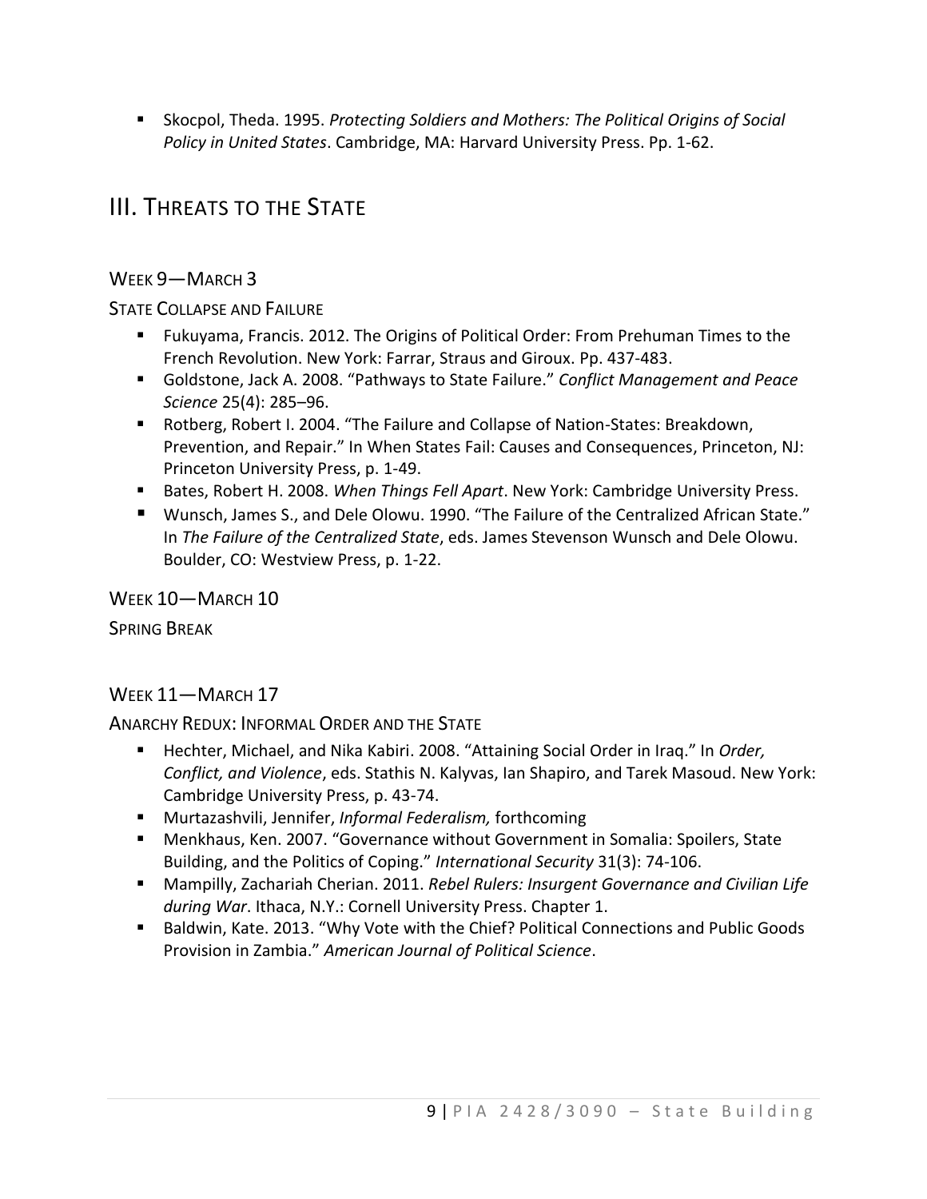- Skocpol, Theda. 1995. *Protecting Soldiers and Mothers: The Political Origins of Social Policy in United States*. Cambridge, MA: Harvard University Press. Pp. 1-62.

# III. Threats to the State

## Week 9—March 3

### State Collapse and Failure

- Fukuyama, Francis. 2012. The Origins of Political Order: From Prehuman Times to the French Revolution. New York: Farrar, Straus and Giroux. Pp. 437-483.
- Goldstone, Jack A. 2008. "Pathways to State Failure." *Conflict Management and Peace Science* 25(4): 285–96.
- Rotberg, Robert I. 2004. "The Failure and Collapse of Nation-States: Breakdown, Prevention, and Repair." In When States Fail: Causes and Consequences, Princeton, NJ: Princeton University Press, p. 1-49.
- Bates, Robert H. 2008. *When Things Fell Apart*. New York: Cambridge University Press.
- Wunsch, James S., and Dele Olowu. 1990. "The Failure of the Centralized African State." In *The Failure of the Centralized State*, eds. James Stevenson Wunsch and Dele Olowu. Boulder, CO: Westview Press, p. 1-22.

## Week 10—March 10

### Spring Break

## Week 11—March 17

### Anarchy Redux: Informal Order and the State

- Hechter, Michael, and Nika Kabiri. 2008. "Attaining Social Order in Iraq." In *Order, Conflict, and Violence*, eds. Stathis N. Kalyvas, Ian Shapiro, and Tarek Masoud. New York: Cambridge University Press, p. 43-74.
- Murtazashvili, Jennifer, *Informal Federalism,* forthcoming
- Menkhaus, Ken. 2007. "Governance without Government in Somalia: Spoilers, State Building, and the Politics of Coping." *International Security* 31(3): 74-106.
- Mampilly, Zachariah Cherian. 2011. *Rebel Rulers: Insurgent Governance and Civilian Life during War*. Ithaca, N.Y.: Cornell University Press. Chapter 1.
- Baldwin, Kate. 2013. "Why Vote with the Chief? Political Connections and Public Goods Provision in Zambia." *American Journal of Political Science*.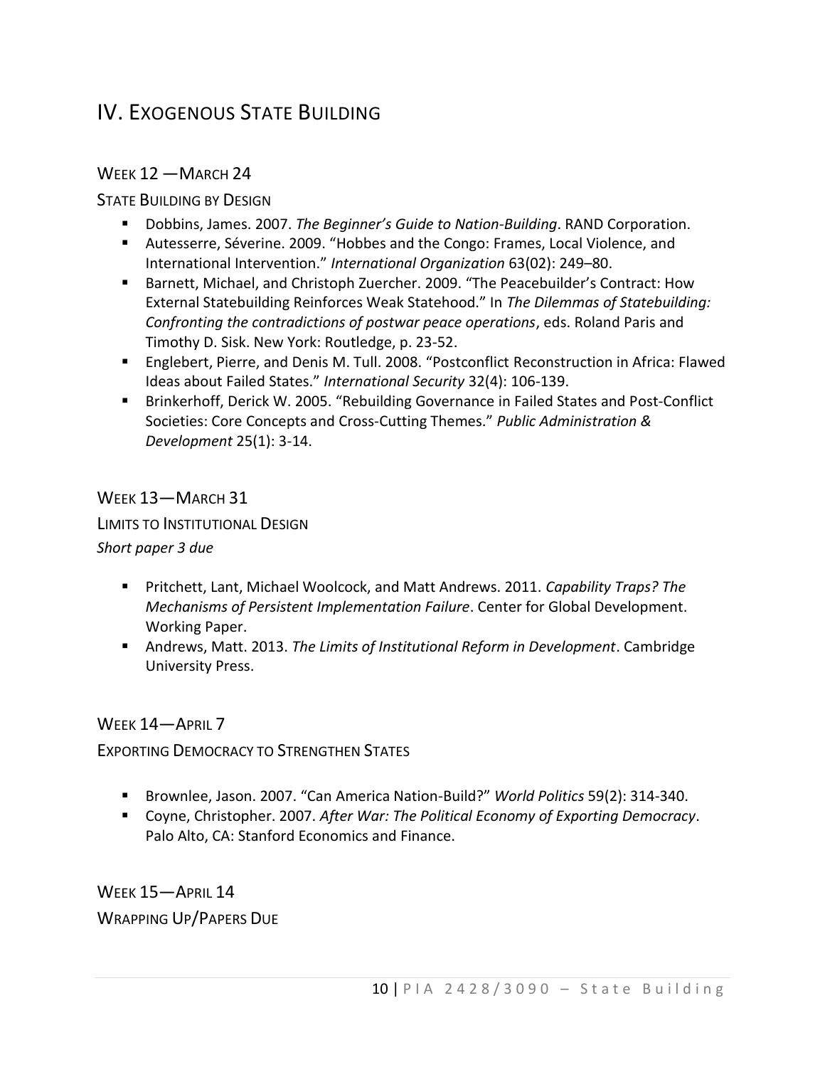# IV. Exogenous State Building

## Week 12 —March 24

### State Building by Design

- Dobbins, James. 2007. *The Beginner's Guide to Nation-Building*. RAND Corporation.
- Autesserre, Séverine. 2009. "Hobbes and the Congo: Frames, Local Violence, and International Intervention." *International Organization* 63(02): 249–80.
- Barnett, Michael, and Christoph Zuercher. 2009. "The Peacebuilder's Contract: How External Statebuilding Reinforces Weak Statehood." In *The Dilemmas of Statebuilding: Confronting the contradictions of postwar peace operations*, eds. Roland Paris and Timothy D. Sisk. New York: Routledge, p. 23-52.
- Englebert, Pierre, and Denis M. Tull. 2008. "Postconflict Reconstruction in Africa: Flawed Ideas about Failed States." *International Security* 32(4): 106-139.
- Brinkerhoff, Derick W. 2005. "Rebuilding Governance in Failed States and Post-Conflict Societies: Core Concepts and Cross-Cutting Themes." *Public Administration & Development* 25(1): 3-14.

## Week 13—March 31

### Limits to Institutional Design

*Short paper 3 due*

- Pritchett, Lant, Michael Woolcock, and Matt Andrews. 2011. *Capability Traps? The Mechanisms of Persistent Implementation Failure*. Center for Global Development. Working Paper.
- Andrews, Matt. 2013. *The Limits of Institutional Reform in Development*. Cambridge University Press.

## Week 14—April 7

### Exporting Democracy to Strengthen States

- Brownlee, Jason. 2007. "Can America Nation-Build?" *World Politics* 59(2): 314-340.
- Coyne, Christopher. 2007. *After War: The Political Economy of Exporting Democracy*. Palo Alto, CA: Stanford Economics and Finance.

## Week 15—April 14

### Wrapping Up/Papers Due